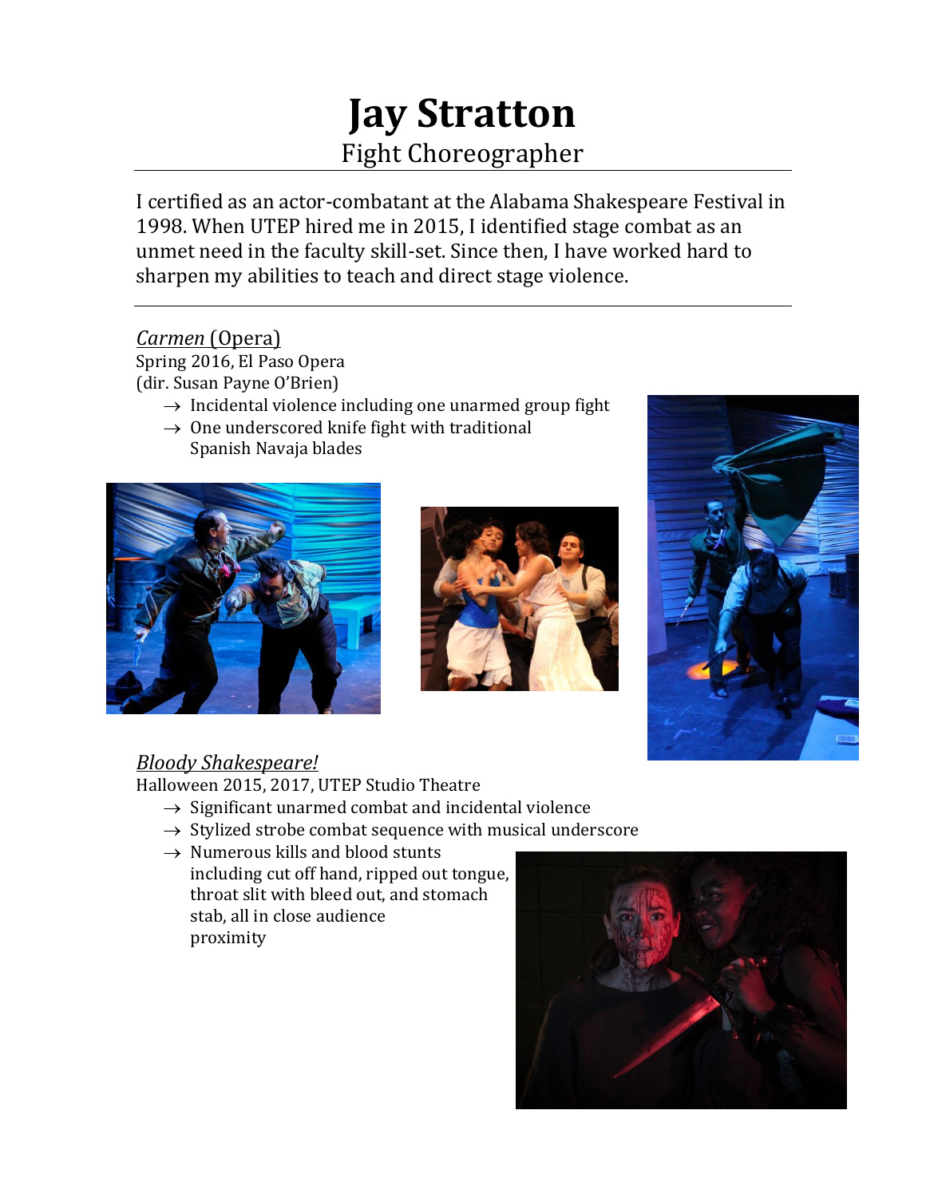# Jay Stratton

## Fight Choreographer

I certified as an actor-combatant at the Alabama Shakespeare Festival in 1998. When UTEP hired me in 2015, I identified stage combat as an unmet need in the faculty skill-set. Since then, I have worked hard to sharpen my abilities to teach and direct stage violence.

---

### *Carmen* (Opera)

Spring 2016, El Paso Opera
(dir. Susan Payne O'Brien)

→ Incidental violence including one unarmed group fight
→ One underscored knife fight with traditional Spanish Navaja blades

### *Bloody Shakespeare!*

Halloween 2015, 2017, UTEP Studio Theatre

→ Significant unarmed combat and incidental violence
→ Stylized strobe combat sequence with musical underscore
→ Numerous kills and blood stunts including cut off hand, ripped out tongue, throat slit with bleed out, and stomach stab, all in close audience proximity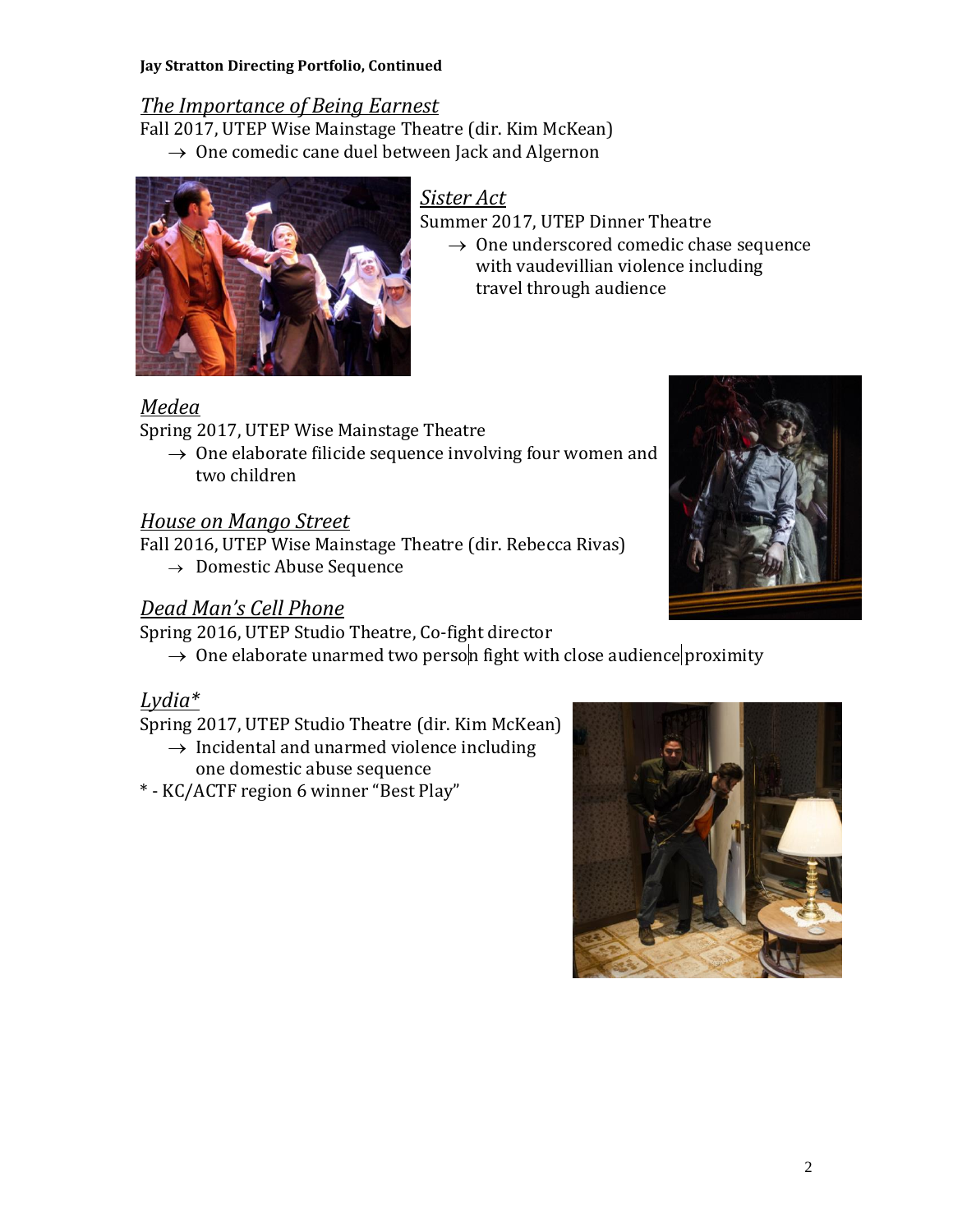## *The Importance of Being Earnest*

Fall 2017, UTEP Wise Mainstage Theatre (dir. Kim McKean)

→ One comedic cane duel between Jack and Algernon

## *Sister Act*

Summer 2017, UTEP Dinner Theatre

→ One underscored comedic chase sequence with vaudevillian violence including travel through audience

## *Medea*

Spring 2017, UTEP Wise Mainstage Theatre

→ One elaborate filicide sequence involving four women and two children

## *House on Mango Street*

Fall 2016, UTEP Wise Mainstage Theatre (dir. Rebecca Rivas)

→ Domestic Abuse Sequence

## *Dead Man's Cell Phone*

Spring 2016, UTEP Studio Theatre, Co-fight director

→ One elaborate unarmed two person fight with close audience proximity

## *Lydia**

Spring 2017, UTEP Studio Theatre (dir. Kim McKean)

→ Incidental and unarmed violence including one domestic abuse sequence

* - KC/ACTF region 6 winner "Best Play"